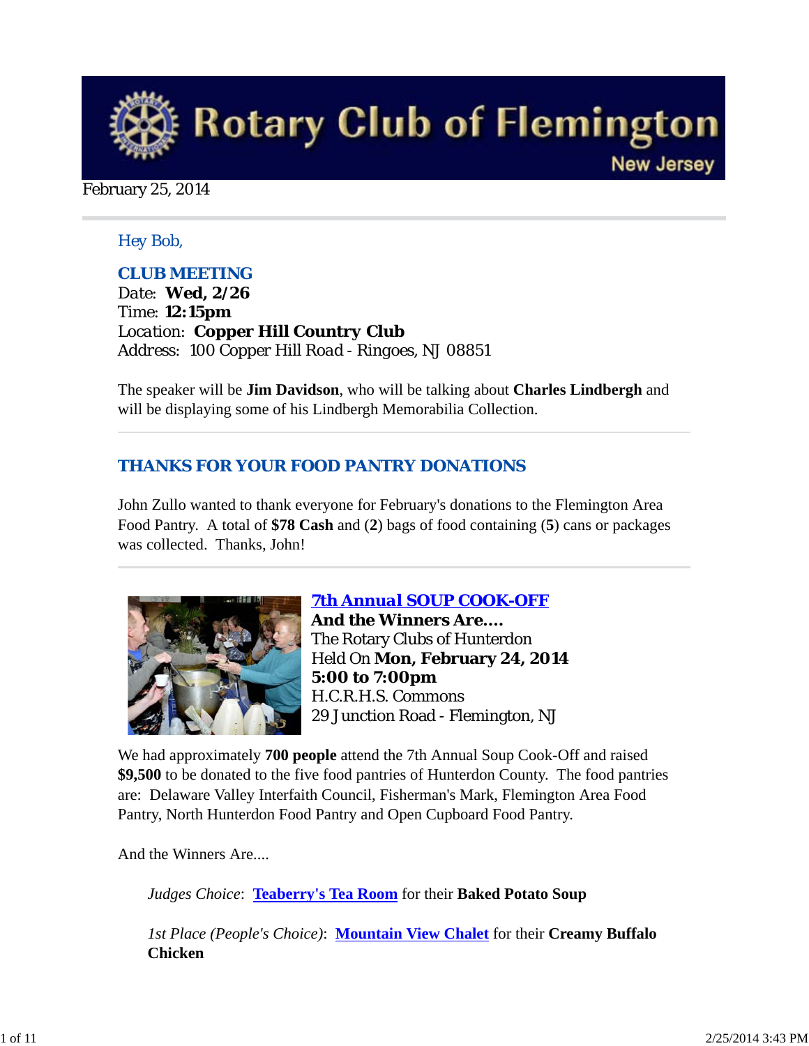# Rotary Club of Flemington

New Jersey

February 25, 2014

Hey Bob,

## CLUB MEETING

Date: **Wed, 2/26**
Time: **12:15pm**
Location: **Copper Hill Country Club**
Address: 100 Copper Hill Road - Ringoes, NJ 08851

The speaker will be **Jim Davidson**, who will be talking about **Charles Lindbergh** and will be displaying some of his Lindbergh Memorabilia Collection.

---

## THANKS FOR YOUR FOOD PANTRY DONATIONS

John Zullo wanted to thank everyone for February's donations to the Flemington Area Food Pantry. A total of **$78 Cash** and (**2**) bags of food containing (**5**) cans or packages was collected. Thanks, John!

---

## 7th Annual SOUP COOK-OFF

**And the Winners Are....**
The Rotary Clubs of Hunterdon
Held On **Mon, February 24, 2014**
**5:00 to 7:00pm**
H.C.R.H.S. Commons
29 Junction Road - Flemington, NJ

We had approximately **700 people** attend the 7th Annual Soup Cook-Off and raised **$9,500** to be donated to the five food pantries of Hunterdon County. The food pantries are: Delaware Valley Interfaith Council, Fisherman's Mark, Flemington Area Food Pantry, North Hunterdon Food Pantry and Open Cupboard Food Pantry.

And the Winners Are....

> *Judges Choice*: **Teaberry's Tea Room** for their **Baked Potato Soup**
>
> *1st Place (People's Choice)*: **Mountain View Chalet** for their **Creamy Buffalo Chicken**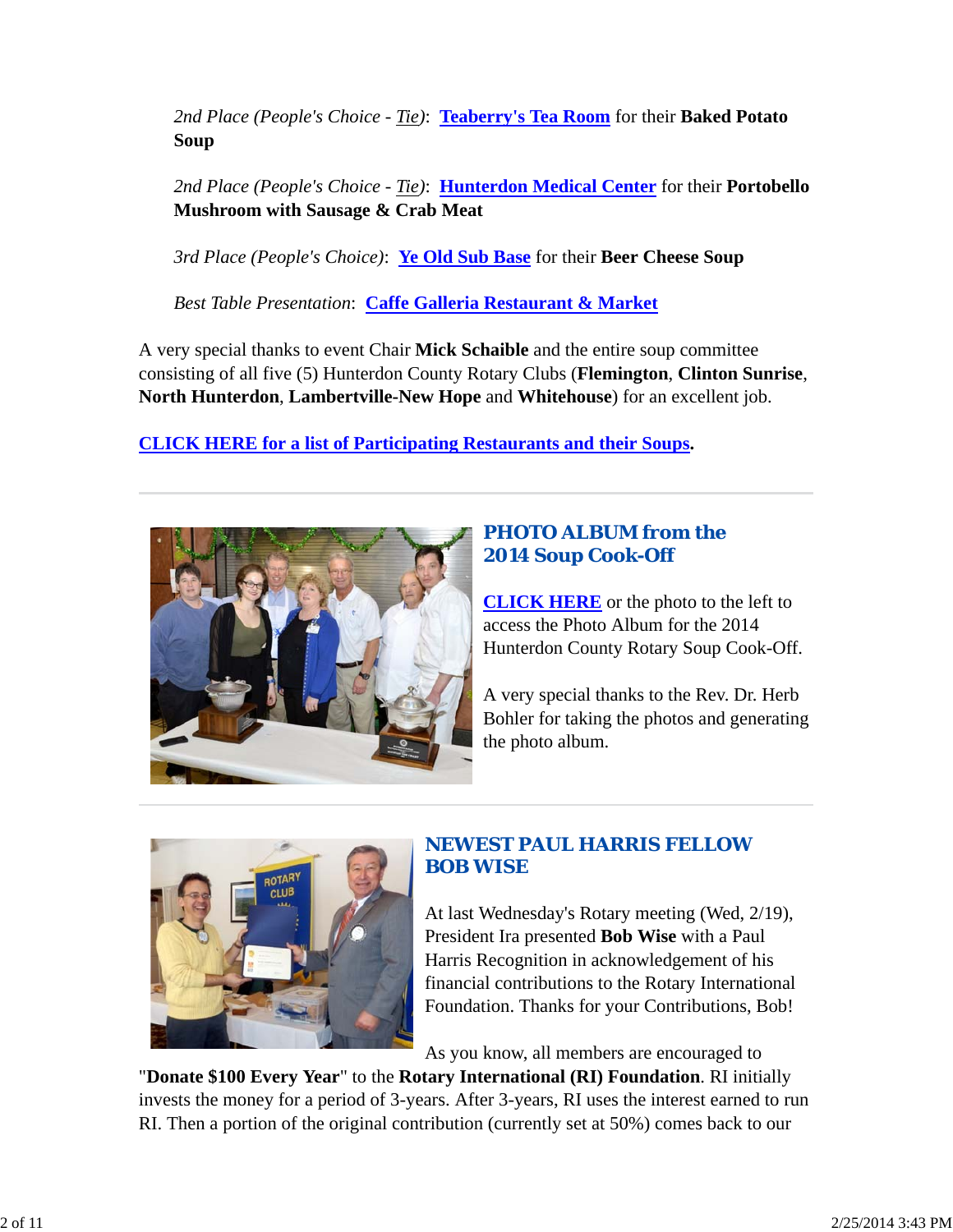*2nd Place (People's Choice - Tie)*: **Teaberry's Tea Room** for their **Baked Potato Soup**

*2nd Place (People's Choice - Tie)*: **Hunterdon Medical Center** for their **Portobello Mushroom with Sausage & Crab Meat**

*3rd Place (People's Choice)*: **Ye Old Sub Base** for their **Beer Cheese Soup**

*Best Table Presentation*: **Caffe Galleria Restaurant & Market**

A very special thanks to event Chair **Mick Schaible** and the entire soup committee consisting of all five (5) Hunterdon County Rotary Clubs (**Flemington**, **Clinton Sunrise**, **North Hunterdon**, **Lambertville-New Hope** and **Whitehouse**) for an excellent job.

**CLICK HERE for a list of Participating Restaurants and their Soups.**

---

## PHOTO ALBUM from the 2014 Soup Cook-Off

**CLICK HERE** or the photo to the left to access the Photo Album for the 2014 Hunterdon County Rotary Soup Cook-Off.

A very special thanks to the Rev. Dr. Herb Bohler for taking the photos and generating the photo album.

---

## NEWEST PAUL HARRIS FELLOW BOB WISE

At last Wednesday's Rotary meeting (Wed, 2/19), President Ira presented **Bob Wise** with a Paul Harris Recognition in acknowledgement of his financial contributions to the Rotary International Foundation. Thanks for your Contributions, Bob!

As you know, all members are encouraged to "**Donate $100 Every Year**" to the **Rotary International (RI) Foundation**. RI initially invests the money for a period of 3-years. After 3-years, RI uses the interest earned to run RI. Then a portion of the original contribution (currently set at 50%) comes back to our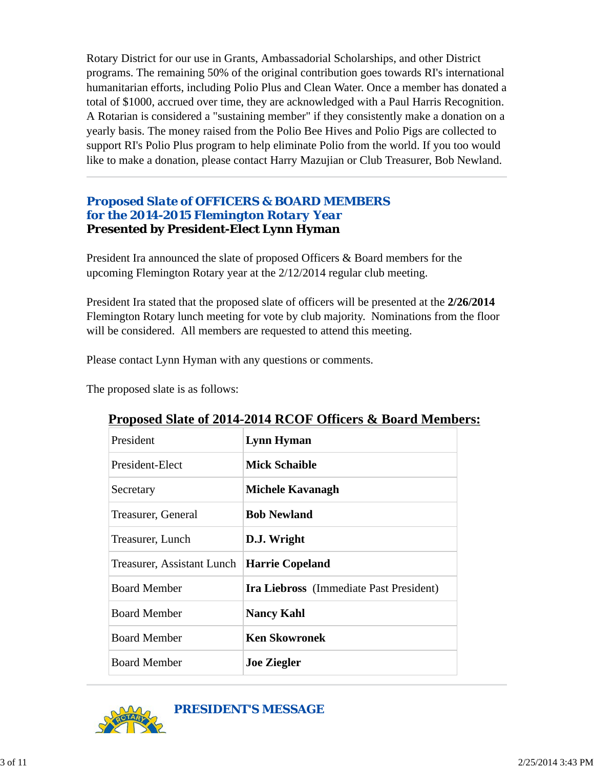Rotary District for our use in Grants, Ambassadorial Scholarships, and other District programs. The remaining 50% of the original contribution goes towards RI's international humanitarian efforts, including Polio Plus and Clean Water. Once a member has donated a total of $1000, accrued over time, they are acknowledged with a Paul Harris Recognition. A Rotarian is considered a "sustaining member" if they consistently make a donation on a yearly basis. The money raised from the Polio Bee Hives and Polio Pigs are collected to support RI's Polio Plus program to help eliminate Polio from the world. If you too would like to make a donation, please contact Harry Mazujian or Club Treasurer, Bob Newland.

---

## Proposed Slate of OFFICERS & BOARD MEMBERS for the 2014-2015 Flemington Rotary Year

**Presented by President-Elect Lynn Hyman**

President Ira announced the slate of proposed Officers & Board members for the upcoming Flemington Rotary year at the 2/12/2014 regular club meeting.

President Ira stated that the proposed slate of officers will be presented at the **2/26/2014** Flemington Rotary lunch meeting for vote by club majority. Nominations from the floor will be considered. All members are requested to attend this meeting.

Please contact Lynn Hyman with any questions or comments.

The proposed slate is as follows:

**Proposed Slate of 2014-2014 RCOF Officers & Board Members:**

| Position | Name |
|---|---|
| President | **Lynn Hyman** |
| President-Elect | **Mick Schaible** |
| Secretary | **Michele Kavanagh** |
| Treasurer, General | **Bob Newland** |
| Treasurer, Lunch | **D.J. Wright** |
| Treasurer, Assistant Lunch | **Harrie Copeland** |
| Board Member | **Ira Liebross** (Immediate Past President) |
| Board Member | **Nancy Kahl** |
| Board Member | **Ken Skowronek** |
| Board Member | **Joe Ziegler** |

---

## PRESIDENT'S MESSAGE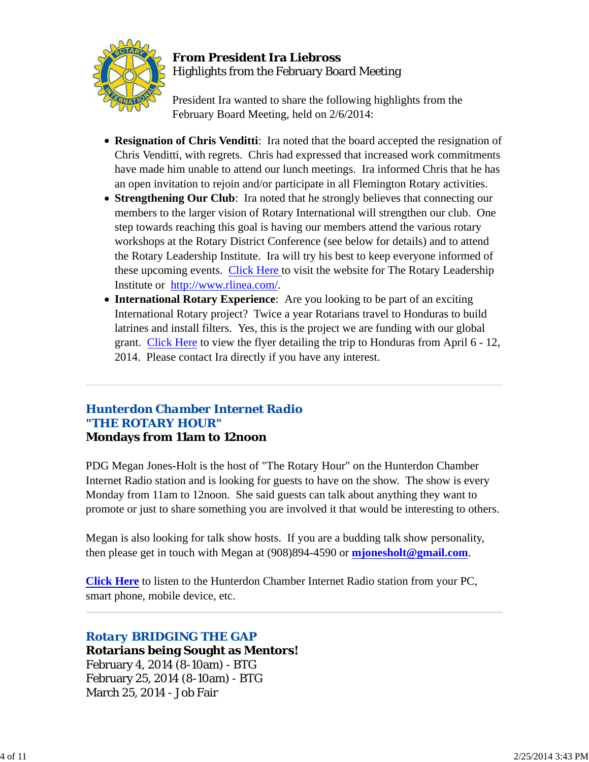**From President Ira Liebross**
Highlights from the February Board Meeting

President Ira wanted to share the following highlights from the February Board Meeting, held on 2/6/2014:

- **Resignation of Chris Venditti**: Ira noted that the board accepted the resignation of Chris Venditti, with regrets. Chris had expressed that increased work commitments have made him unable to attend our lunch meetings. Ira informed Chris that he has an open invitation to rejoin and/or participate in all Flemington Rotary activities.
- **Strengthening Our Club**: Ira noted that he strongly believes that connecting our members to the larger vision of Rotary International will strengthen our club. One step towards reaching this goal is having our members attend the various rotary workshops at the Rotary District Conference (see below for details) and to attend the Rotary Leadership Institute. Ira will try his best to keep everyone informed of these upcoming events. Click Here to visit the website for The Rotary Leadership Institute or http://www.rlinea.com/.
- **International Rotary Experience**: Are you looking to be part of an exciting International Rotary project? Twice a year Rotarians travel to Honduras to build latrines and install filters. Yes, this is the project we are funding with our global grant. Click Here to view the flyer detailing the trip to Honduras from April 6 - 12, 2014. Please contact Ira directly if you have any interest.

---

## Hunterdon Chamber Internet Radio
## "THE ROTARY HOUR"
**Mondays from 11am to 12noon**

PDG Megan Jones-Holt is the host of "The Rotary Hour" on the Hunterdon Chamber Internet Radio station and is looking for guests to have on the show. The show is every Monday from 11am to 12noon. She said guests can talk about anything they want to promote or just to share something you are involved it that would be interesting to others.

Megan is also looking for talk show hosts. If you are a budding talk show personality, then please get in touch with Megan at (908)894-4590 or **mjonesholt@gmail.com**.

**Click Here** to listen to the Hunterdon Chamber Internet Radio station from your PC, smart phone, mobile device, etc.

---

## Rotary BRIDGING THE GAP
**Rotarians being Sought as Mentors!**
February 4, 2014 (8-10am) - BTG
February 25, 2014 (8-10am) - BTG
March 25, 2014 - Job Fair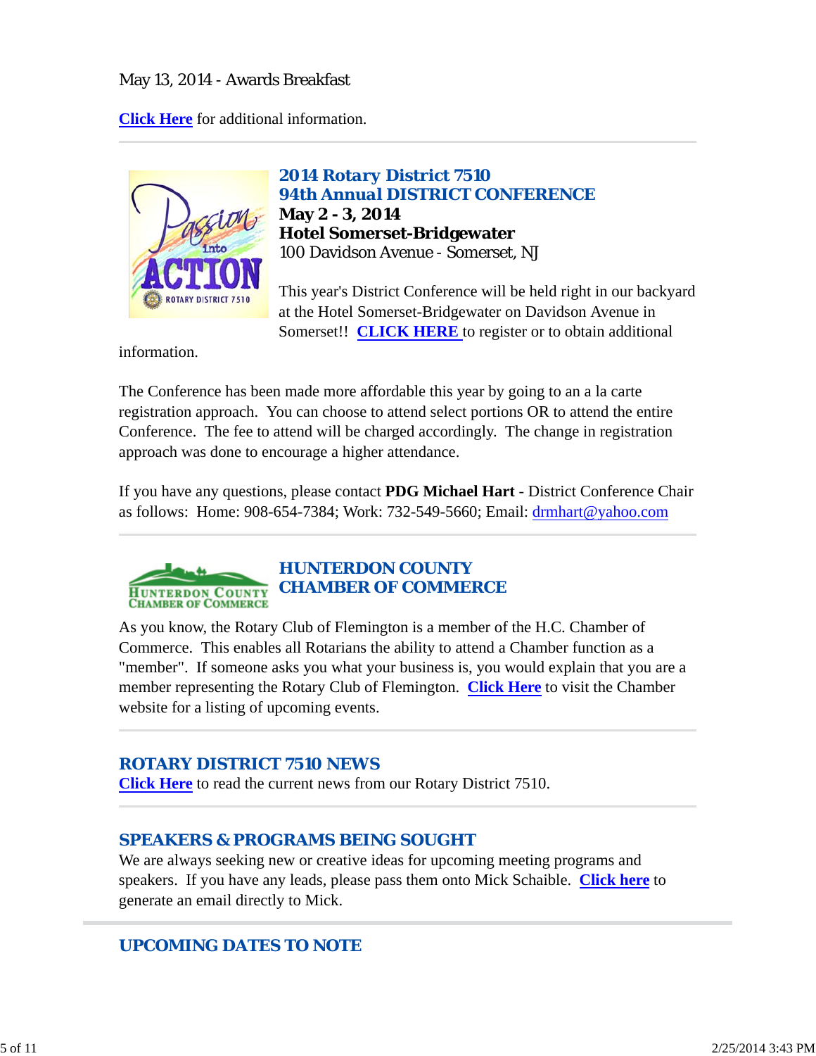May 13, 2014 - Awards Breakfast

**Click Here** for additional information.

---

## 2014 Rotary District 7510
## 94th Annual DISTRICT CONFERENCE

**May 2 - 3, 2014**
**Hotel Somerset-Bridgewater**
100 Davidson Avenue - Somerset, NJ

This year's District Conference will be held right in our backyard at the Hotel Somerset-Bridgewater on Davidson Avenue in Somerset!! **CLICK HERE** to register or to obtain additional information.

The Conference has been made more affordable this year by going to an a la carte registration approach. You can choose to attend select portions OR to attend the entire Conference. The fee to attend will be charged accordingly. The change in registration approach was done to encourage a higher attendance.

If you have any questions, please contact **PDG Michael Hart** - District Conference Chair as follows: Home: 908-654-7384; Work: 732-549-5660; Email: drmhart@yahoo.com

---

## HUNTERDON COUNTY CHAMBER OF COMMERCE

As you know, the Rotary Club of Flemington is a member of the H.C. Chamber of Commerce. This enables all Rotarians the ability to attend a Chamber function as a "member". If someone asks you what your business is, you would explain that you are a member representing the Rotary Club of Flemington. **Click Here** to visit the Chamber website for a listing of upcoming events.

---

## ROTARY DISTRICT 7510 NEWS

**Click Here** to read the current news from our Rotary District 7510.

---

## SPEAKERS & PROGRAMS BEING SOUGHT

We are always seeking new or creative ideas for upcoming meeting programs and speakers. If you have any leads, please pass them onto Mick Schaible. **Click here** to generate an email directly to Mick.

---

## UPCOMING DATES TO NOTE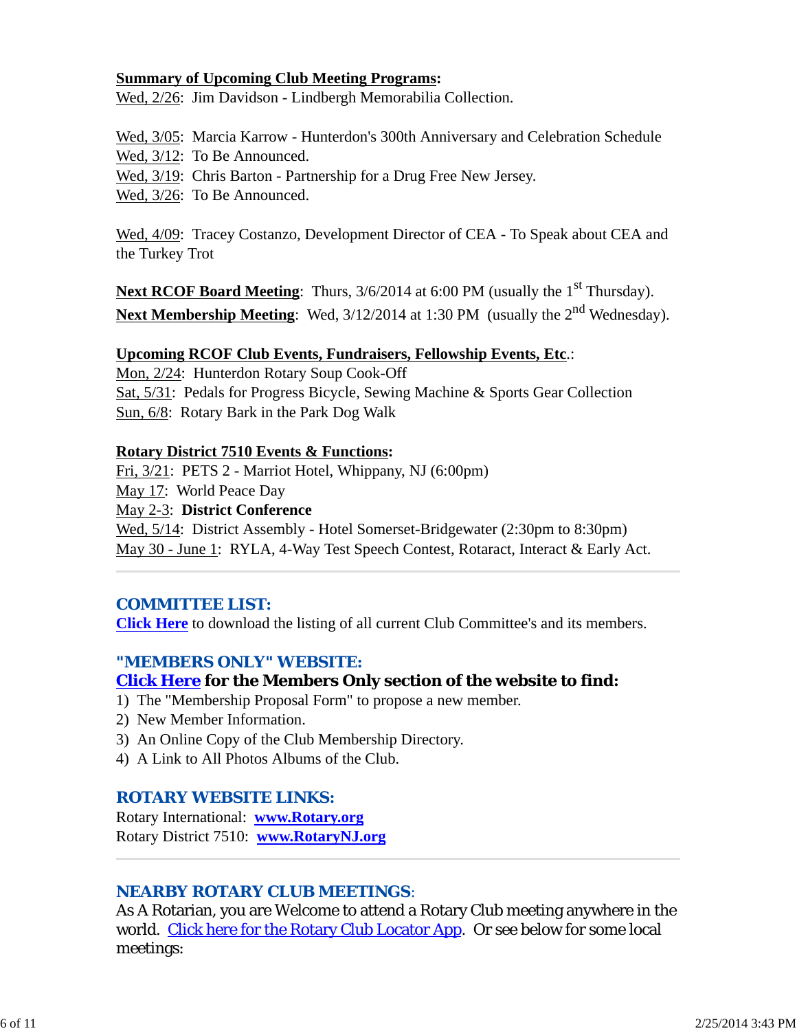**Summary of Upcoming Club Meeting Programs:**
Wed, 2/26: Jim Davidson - Lindbergh Memorabilia Collection.

Wed, 3/05: Marcia Karrow - Hunterdon's 300th Anniversary and Celebration Schedule
Wed, 3/12: To Be Announced.
Wed, 3/19: Chris Barton - Partnership for a Drug Free New Jersey.
Wed, 3/26: To Be Announced.

Wed, 4/09: Tracey Costanzo, Development Director of CEA - To Speak about CEA and the Turkey Trot

**Next RCOF Board Meeting**: Thurs, 3/6/2014 at 6:00 PM (usually the 1st Thursday).
**Next Membership Meeting**: Wed, 3/12/2014 at 1:30 PM (usually the 2nd Wednesday).

**Upcoming RCOF Club Events, Fundraisers, Fellowship Events, Etc.**:
Mon, 2/24: Hunterdon Rotary Soup Cook-Off
Sat, 5/31: Pedals for Progress Bicycle, Sewing Machine & Sports Gear Collection
Sun, 6/8: Rotary Bark in the Park Dog Walk

**Rotary District 7510 Events & Functions:**
Fri, 3/21: PETS 2 - Marriot Hotel, Whippany, NJ (6:00pm)
May 17: World Peace Day
May 2-3: **District Conference**
Wed, 5/14: District Assembly - Hotel Somerset-Bridgewater (2:30pm to 8:30pm)
May 30 - June 1: RYLA, 4-Way Test Speech Contest, Rotaract, Interact & Early Act.

---

## COMMITTEE LIST:

**Click Here** to download the listing of all current Club Committee's and its members.

## "MEMBERS ONLY" WEBSITE:

**Click Here for the Members Only section of the website to find:**

1) The "Membership Proposal Form" to propose a new member.
2) New Member Information.
3) An Online Copy of the Club Membership Directory.
4) A Link to All Photos Albums of the Club.

## ROTARY WEBSITE LINKS:

Rotary International: **www.Rotary.org**
Rotary District 7510: **www.RotaryNJ.org**

---

## NEARBY ROTARY CLUB MEETINGS:

As A Rotarian, you are Welcome to attend a Rotary Club meeting anywhere in the world. Click here for the Rotary Club Locator App. Or see below for some local meetings: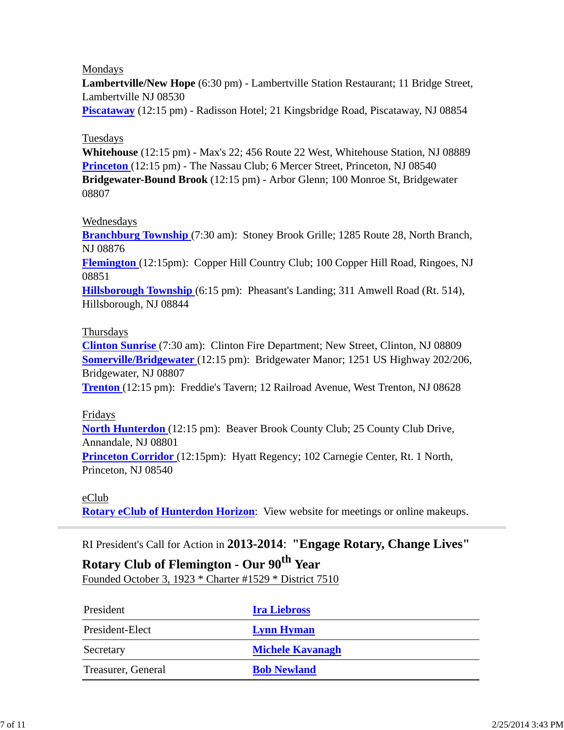Mondays

**Lambertville/New Hope** (6:30 pm) - Lambertville Station Restaurant; 11 Bridge Street, Lambertville NJ 08530

**Piscataway** (12:15 pm) - Radisson Hotel; 21 Kingsbridge Road, Piscataway, NJ 08854

Tuesdays

**Whitehouse** (12:15 pm) - Max's 22; 456 Route 22 West, Whitehouse Station, NJ 08889

**Princeton** (12:15 pm) - The Nassau Club; 6 Mercer Street, Princeton, NJ 08540

**Bridgewater-Bound Brook** (12:15 pm) - Arbor Glenn; 100 Monroe St, Bridgewater 08807

Wednesdays

**Branchburg Township** (7:30 am): Stoney Brook Grille; 1285 Route 28, North Branch, NJ 08876

**Flemington** (12:15pm): Copper Hill Country Club; 100 Copper Hill Road, Ringoes, NJ 08851

**Hillsborough Township** (6:15 pm): Pheasant's Landing; 311 Amwell Road (Rt. 514), Hillsborough, NJ 08844

Thursdays

**Clinton Sunrise** (7:30 am): Clinton Fire Department; New Street, Clinton, NJ 08809

**Somerville/Bridgewater** (12:15 pm): Bridgewater Manor; 1251 US Highway 202/206, Bridgewater, NJ 08807

**Trenton** (12:15 pm): Freddie's Tavern; 12 Railroad Avenue, West Trenton, NJ 08628

Fridays

**North Hunterdon** (12:15 pm): Beaver Brook County Club; 25 County Club Drive, Annandale, NJ 08801

**Princeton Corridor** (12:15pm): Hyatt Regency; 102 Carnegie Center, Rt. 1 North, Princeton, NJ 08540

eClub

**Rotary eClub of Hunterdon Horizon**: View website for meetings or online makeups.

---

RI President's Call for Action in **2013-2014**: **"Engage Rotary, Change Lives"**

**Rotary Club of Flemington - Our 90th Year**

Founded October 3, 1923 * Charter #1529 * District 7510

| | |
|---|---|
| President | **Ira Liebross** |
| President-Elect | **Lynn Hyman** |
| Secretary | **Michele Kavanagh** |
| Treasurer, General | **Bob Newland** |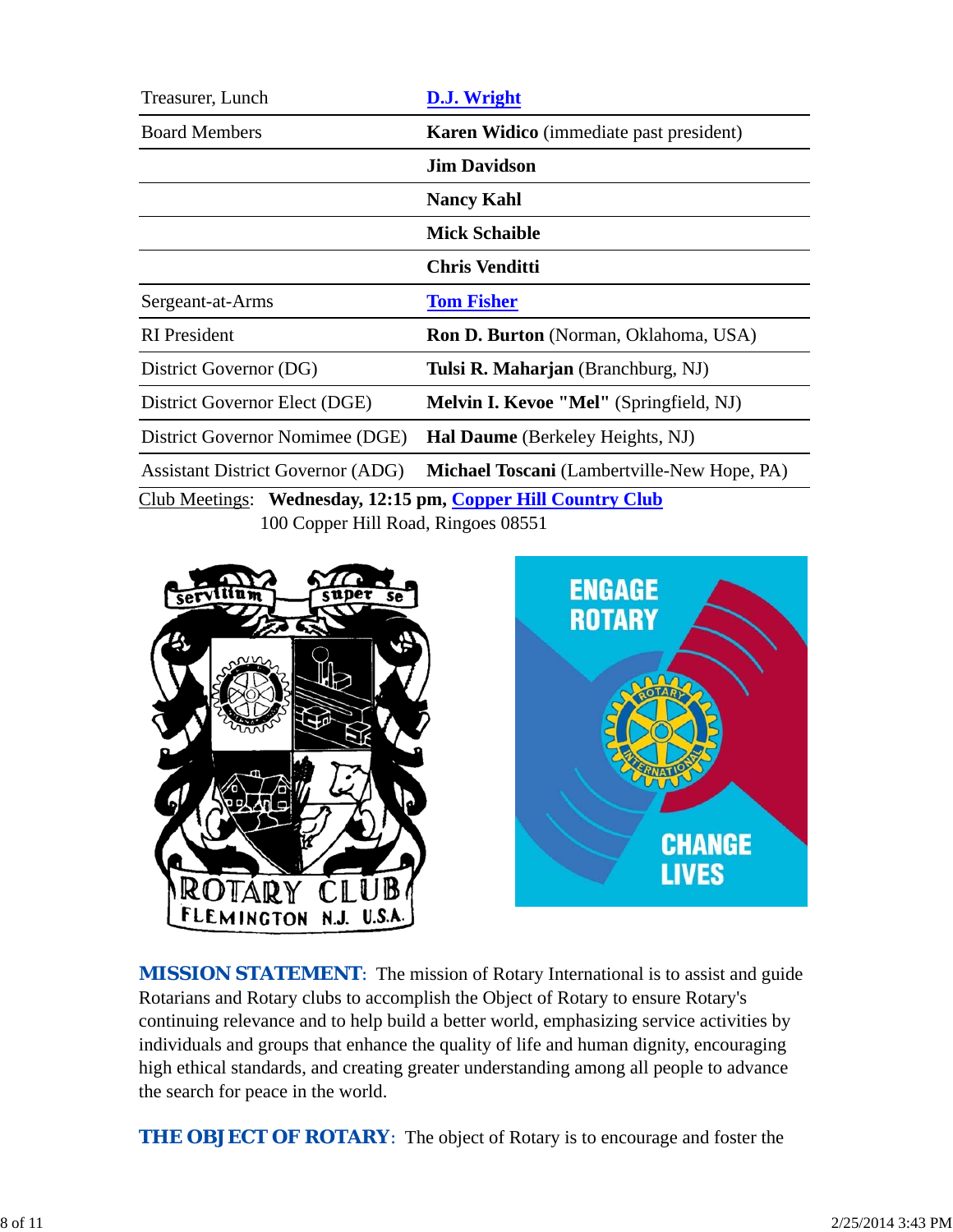| | |
|---|---|
| Treasurer, Lunch | **D.J. Wright** |
| Board Members | **Karen Widico** (immediate past president) |
| | **Jim Davidson** |
| | **Nancy Kahl** |
| | **Mick Schaible** |
| | **Chris Venditti** |
| Sergeant-at-Arms | **Tom Fisher** |
| RI President | **Ron D. Burton** (Norman, Oklahoma, USA) |
| District Governor (DG) | **Tulsi R. Maharjan** (Branchburg, NJ) |
| District Governor Elect (DGE) | **Melvin I. Kevoe "Mel"** (Springfield, NJ) |
| District Governor Nomimee (DGE) | **Hal Daume** (Berkeley Heights, NJ) |
| Assistant District Governor (ADG) | **Michael Toscani** (Lambertville-New Hope, PA) |

Club Meetings: **Wednesday, 12:15 pm, Copper Hill Country Club**
100 Copper Hill Road, Ringoes 08551

**MISSION STATEMENT**: The mission of Rotary International is to assist and guide Rotarians and Rotary clubs to accomplish the Object of Rotary to ensure Rotary's continuing relevance and to help build a better world, emphasizing service activities by individuals and groups that enhance the quality of life and human dignity, encouraging high ethical standards, and creating greater understanding among all people to advance the search for peace in the world.

**THE OBJECT OF ROTARY**: The object of Rotary is to encourage and foster the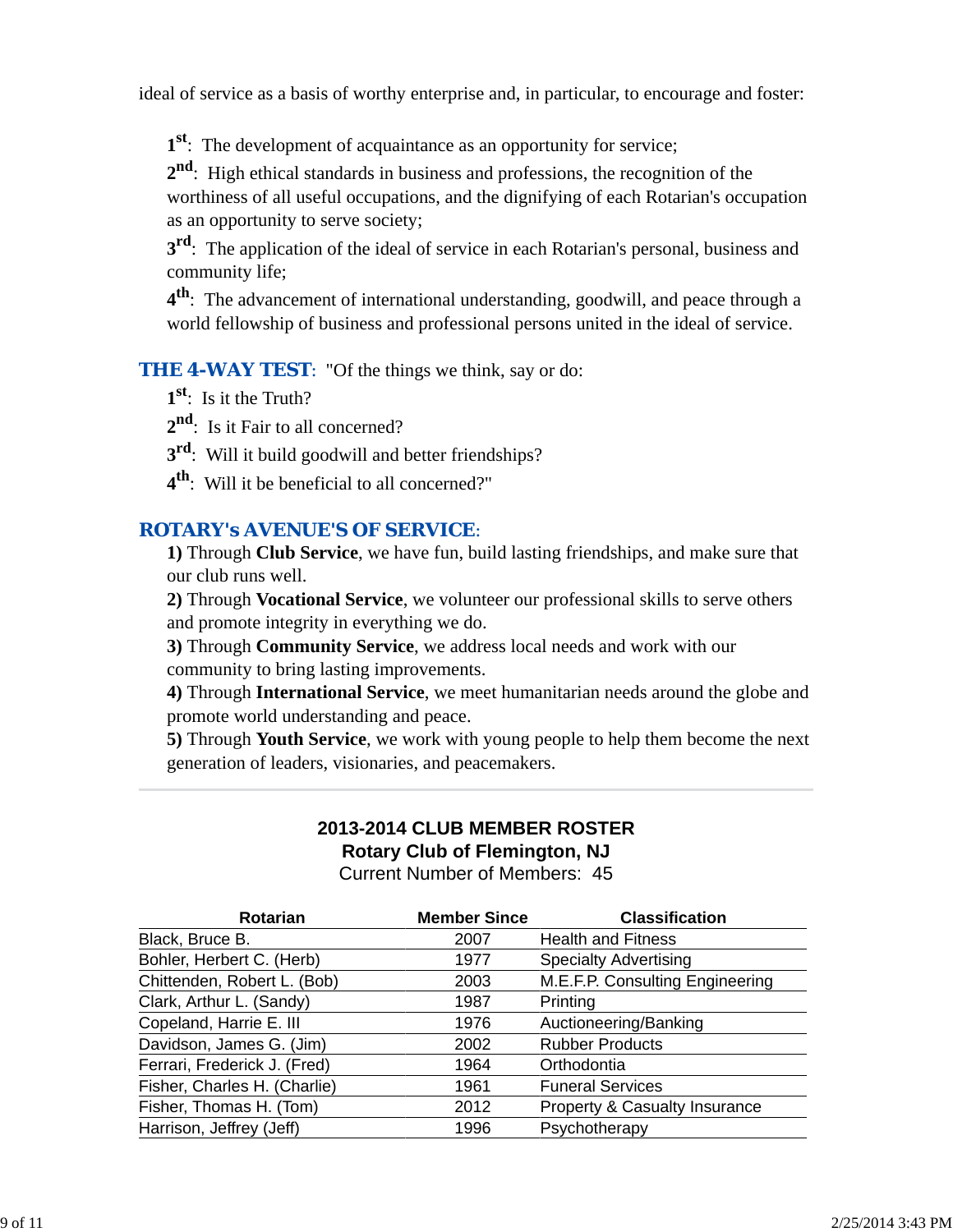ideal of service as a basis of worthy enterprise and, in particular, to encourage and foster:

**1st**: The development of acquaintance as an opportunity for service;
**2nd**: High ethical standards in business and professions, the recognition of the worthiness of all useful occupations, and the dignifying of each Rotarian's occupation as an opportunity to serve society;
**3rd**: The application of the ideal of service in each Rotarian's personal, business and community life;
**4th**: The advancement of international understanding, goodwill, and peace through a world fellowship of business and professional persons united in the ideal of service.

**THE 4-WAY TEST**: "Of the things we think, say or do:

**1st**: Is it the Truth?
**2nd**: Is it Fair to all concerned?
**3rd**: Will it build goodwill and better friendships?
**4th**: Will it be beneficial to all concerned?"

**ROTARY's AVENUE'S OF SERVICE**:

**1)** Through **Club Service**, we have fun, build lasting friendships, and make sure that our club runs well.
**2)** Through **Vocational Service**, we volunteer our professional skills to serve others and promote integrity in everything we do.
**3)** Through **Community Service**, we address local needs and work with our community to bring lasting improvements.
**4)** Through **International Service**, we meet humanitarian needs around the globe and promote world understanding and peace.
**5)** Through **Youth Service**, we work with young people to help them become the next generation of leaders, visionaries, and peacemakers.

---

**2013-2014 CLUB MEMBER ROSTER**
**Rotary Club of Flemington, NJ**
Current Number of Members: 45

| Rotarian | Member Since | Classification |
|---|---|---|
| Black, Bruce B. | 2007 | Health and Fitness |
| Bohler, Herbert C. (Herb) | 1977 | Specialty Advertising |
| Chittenden, Robert L. (Bob) | 2003 | M.E.F.P. Consulting Engineering |
| Clark, Arthur L. (Sandy) | 1987 | Printing |
| Copeland, Harrie E. III | 1976 | Auctioneering/Banking |
| Davidson, James G. (Jim) | 2002 | Rubber Products |
| Ferrari, Frederick J. (Fred) | 1964 | Orthodontia |
| Fisher, Charles H. (Charlie) | 1961 | Funeral Services |
| Fisher, Thomas H. (Tom) | 2012 | Property & Casualty Insurance |
| Harrison, Jeffrey (Jeff) | 1996 | Psychotherapy |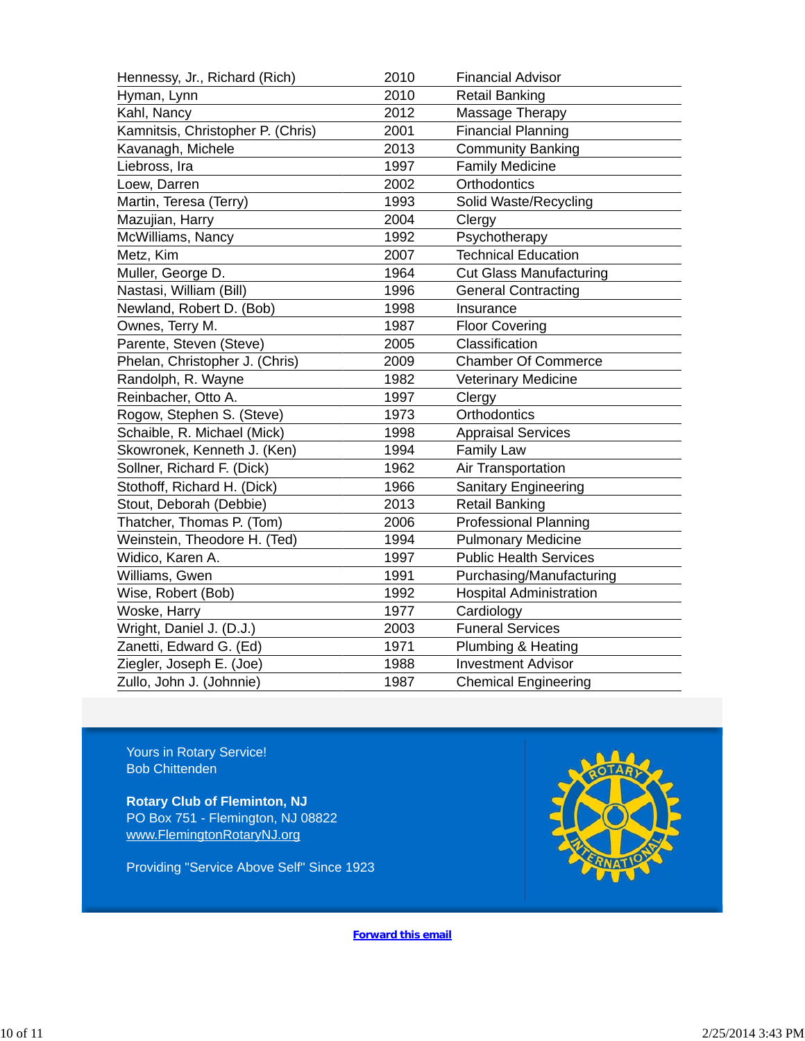| | | |
|---|---|---|
| Hennessy, Jr., Richard (Rich) | 2010 | Financial Advisor |
| Hyman, Lynn | 2010 | Retail Banking |
| Kahl, Nancy | 2012 | Massage Therapy |
| Kamnitsis, Christopher P. (Chris) | 2001 | Financial Planning |
| Kavanagh, Michele | 2013 | Community Banking |
| Liebross, Ira | 1997 | Family Medicine |
| Loew, Darren | 2002 | Orthodontics |
| Martin, Teresa (Terry) | 1993 | Solid Waste/Recycling |
| Mazujian, Harry | 2004 | Clergy |
| McWilliams, Nancy | 1992 | Psychotherapy |
| Metz, Kim | 2007 | Technical Education |
| Muller, George D. | 1964 | Cut Glass Manufacturing |
| Nastasi, William (Bill) | 1996 | General Contracting |
| Newland, Robert D. (Bob) | 1998 | Insurance |
| Ownes, Terry M. | 1987 | Floor Covering |
| Parente, Steven (Steve) | 2005 | Classification |
| Phelan, Christopher J. (Chris) | 2009 | Chamber Of Commerce |
| Randolph, R. Wayne | 1982 | Veterinary Medicine |
| Reinbacher, Otto A. | 1997 | Clergy |
| Rogow, Stephen S. (Steve) | 1973 | Orthodontics |
| Schaible, R. Michael (Mick) | 1998 | Appraisal Services |
| Skowronek, Kenneth J. (Ken) | 1994 | Family Law |
| Sollner, Richard F. (Dick) | 1962 | Air Transportation |
| Stothoff, Richard H. (Dick) | 1966 | Sanitary Engineering |
| Stout, Deborah (Debbie) | 2013 | Retail Banking |
| Thatcher, Thomas P. (Tom) | 2006 | Professional Planning |
| Weinstein, Theodore H. (Ted) | 1994 | Pulmonary Medicine |
| Widico, Karen A. | 1997 | Public Health Services |
| Williams, Gwen | 1991 | Purchasing/Manufacturing |
| Wise, Robert (Bob) | 1992 | Hospital Administration |
| Woske, Harry | 1977 | Cardiology |
| Wright, Daniel J. (D.J.) | 2003 | Funeral Services |
| Zanetti, Edward G. (Ed) | 1971 | Plumbing & Heating |
| Ziegler, Joseph E. (Joe) | 1988 | Investment Advisor |
| Zullo, John J. (Johnnie) | 1987 | Chemical Engineering |

Yours in Rotary Service!
Bob Chittenden

**Rotary Club of Fleminton, NJ**
PO Box 751 - Flemington, NJ 08822
www.FlemingtonRotaryNJ.org

Providing "Service Above Self" Since 1923

**Forward this email**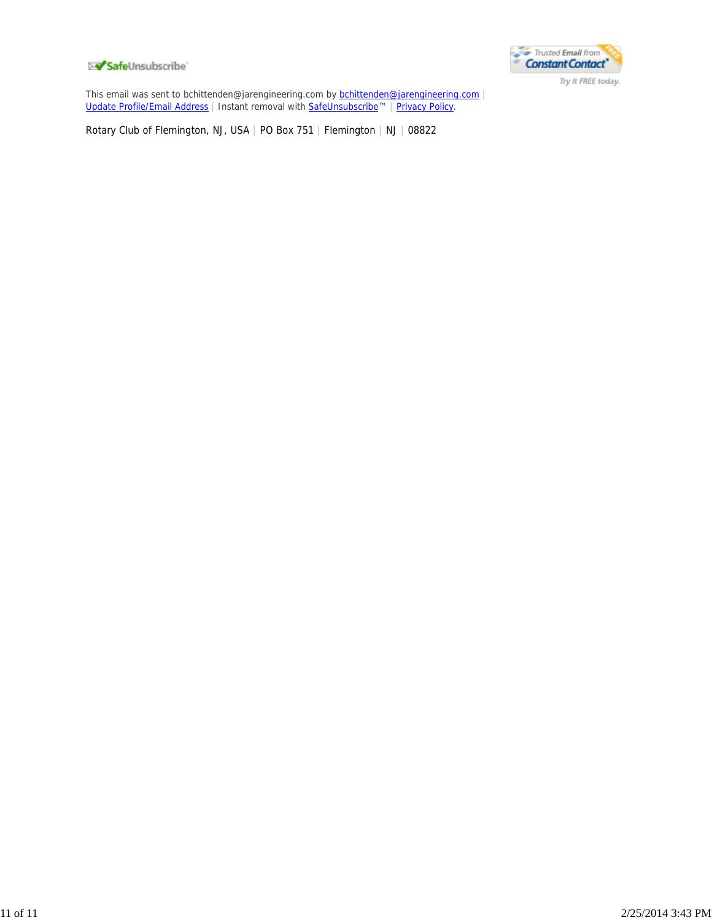SafeUnsubscribe

Trusted Email from Constant Contact

Try it FREE today.

This email was sent to bchittenden@jarengineering.com by bchittenden@jarengineering.com | Update Profile/Email Address | Instant removal with SafeUnsubscribe™ | Privacy Policy.

Rotary Club of Flemington, NJ, USA | PO Box 751 | Flemington | NJ | 08822